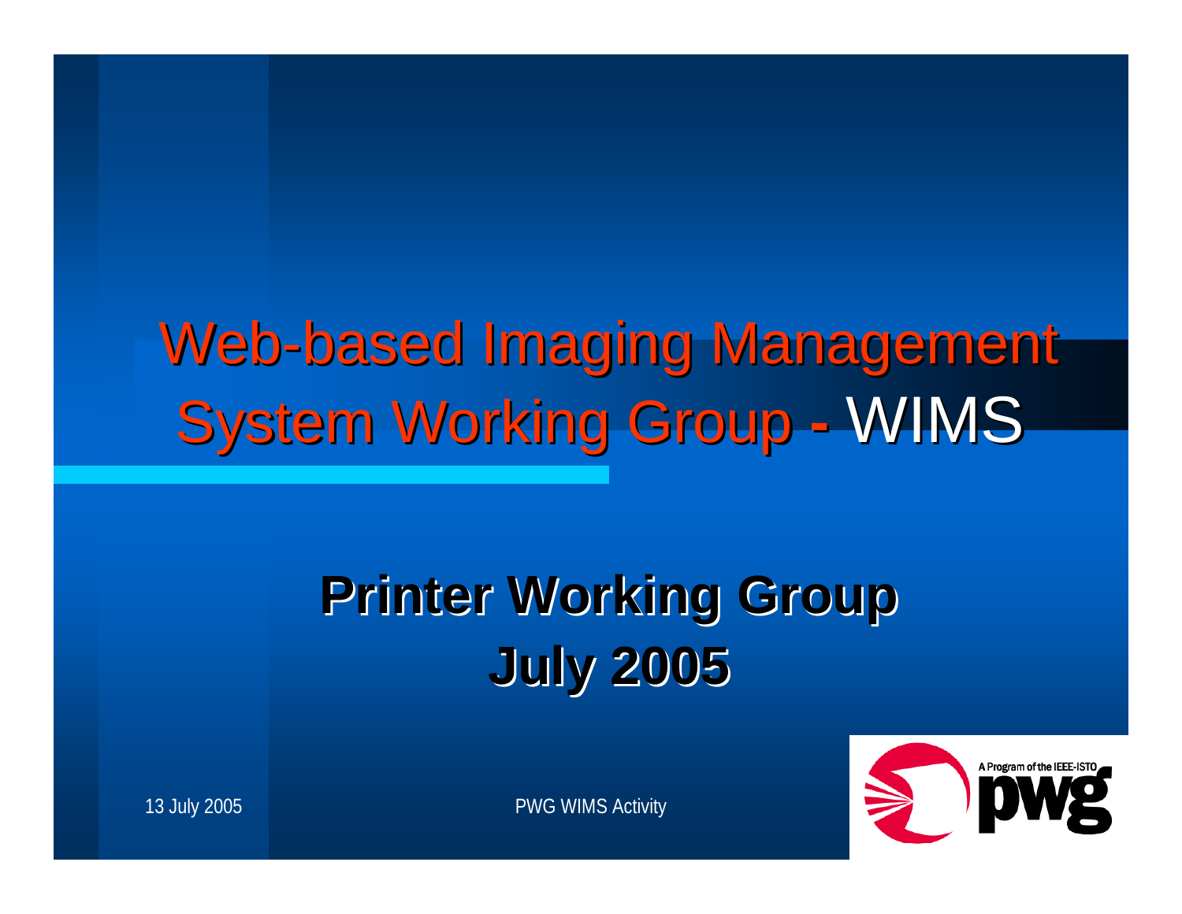# Web-based Imaging Management System Working Group - WIMS

## Printer Working Group
## July 2005

13 July 2005

PWG WIMS Activity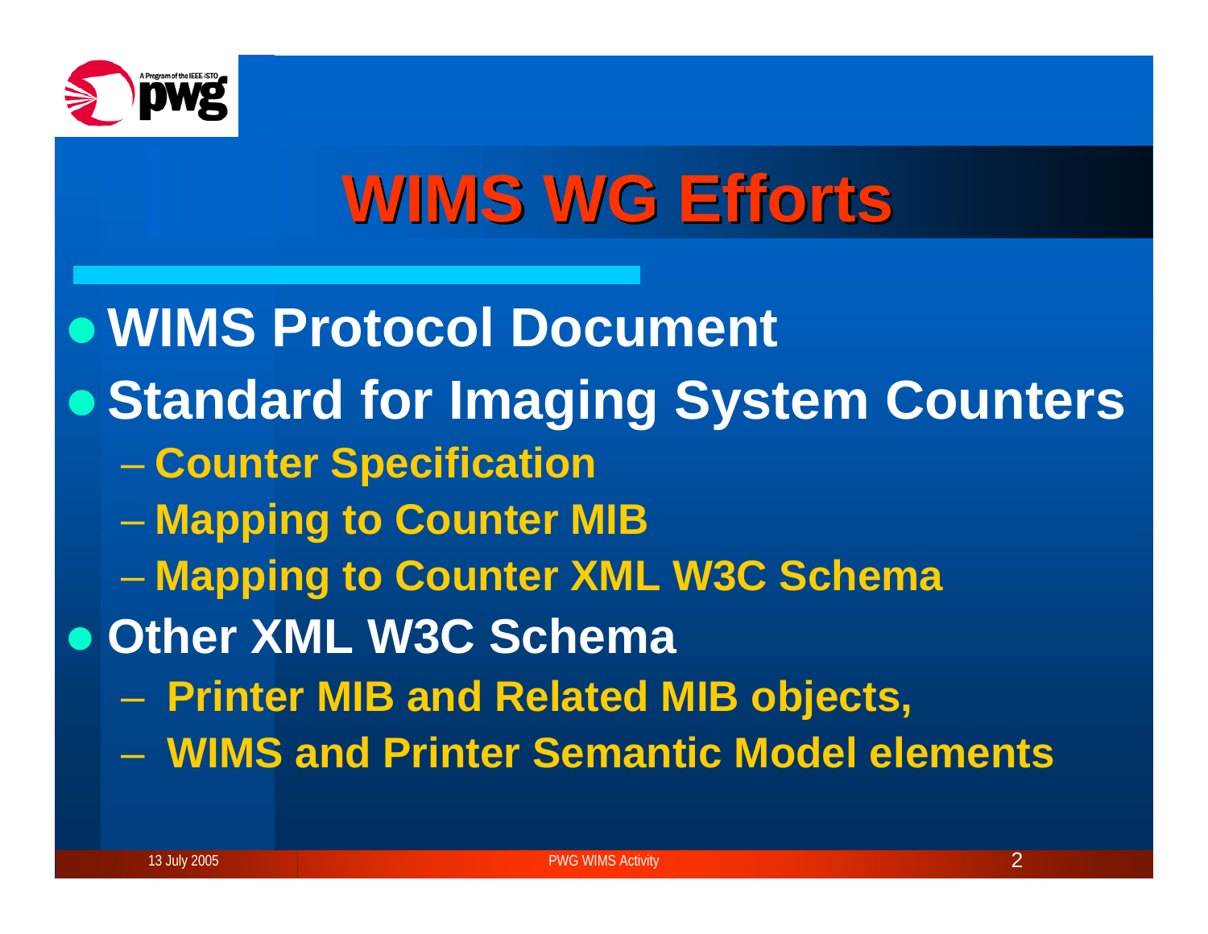# WIMS WG Efforts

- WIMS Protocol Document
- Standard for Imaging System Counters
  - Counter Specification
  - Mapping to Counter MIB
  - Mapping to Counter XML W3C Schema
- Other XML W3C Schema
  - Printer MIB and Related MIB objects,
  - WIMS and Printer Semantic Model elements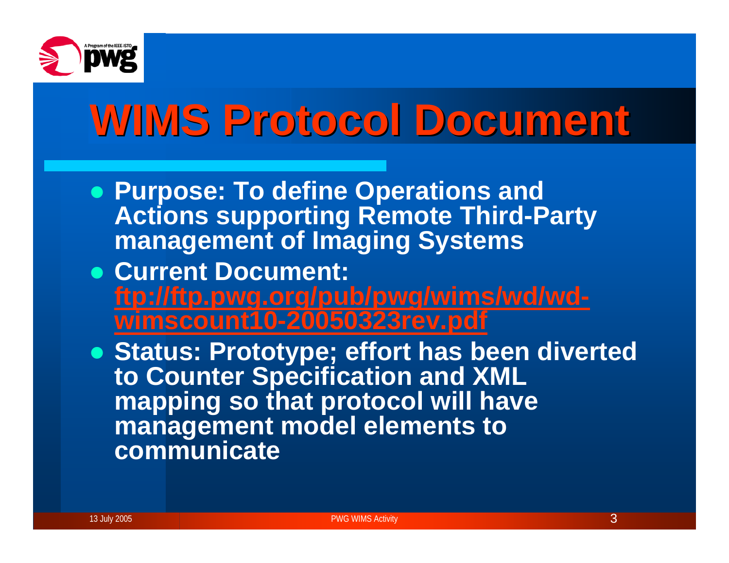# WIMS Protocol Document

- **Purpose: To define Operations and Actions supporting Remote Third-Party management of Imaging Systems**
- **Current Document: ftp://ftp.pwg.org/pub/pwg/wims/wd/wd-wimscount10-20050323rev.pdf**
- **Status: Prototype; effort has been diverted to Counter Specification and XML mapping so that protocol will have management model elements to communicate**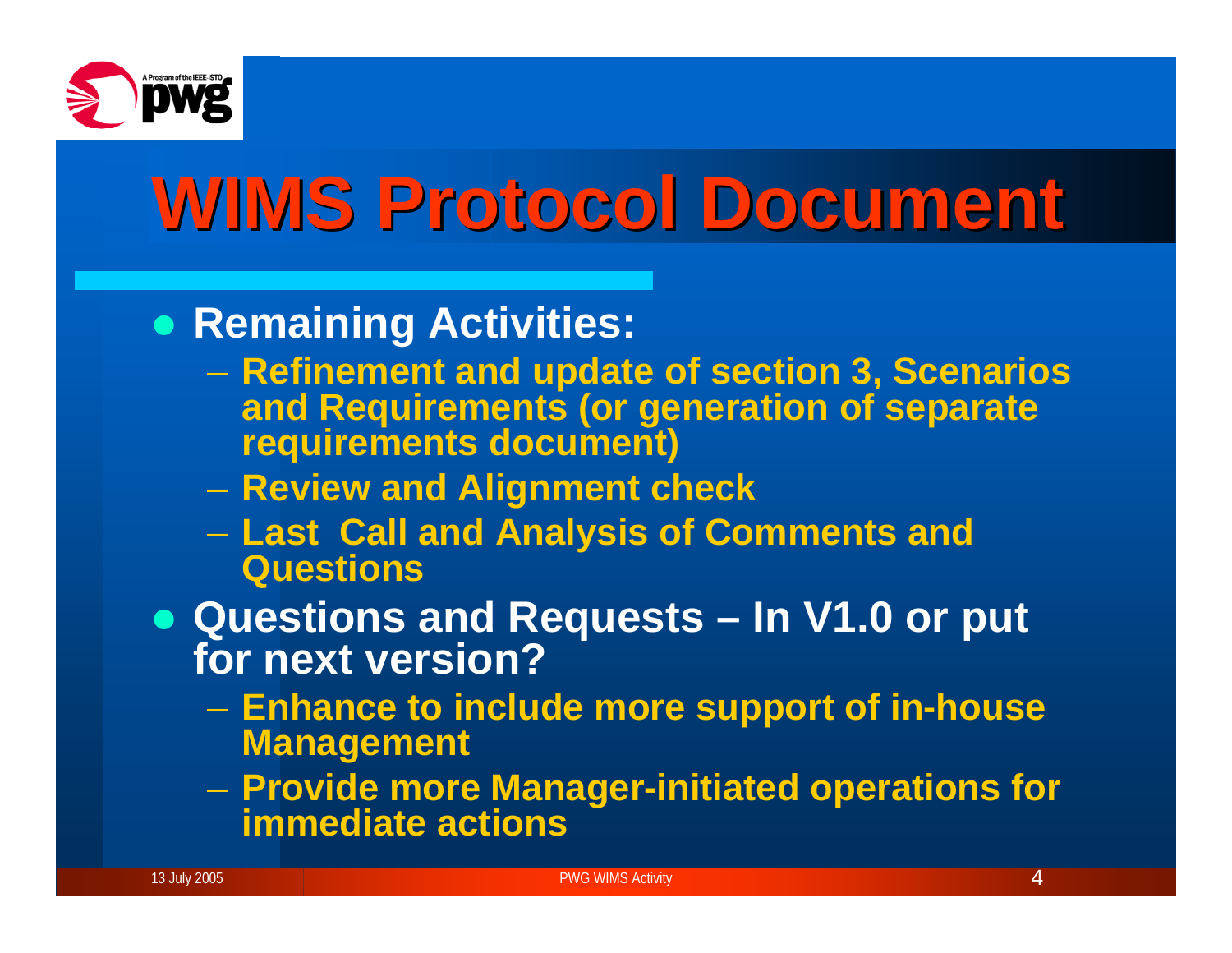# WIMS Protocol Document

- **Remaining Activities:**
  - **Refinement and update of section 3, Scenarios and Requirements (or generation of separate requirements document)**
  - **Review and Alignment check**
  - **Last Call and Analysis of Comments and Questions**
- **Questions and Requests – In V1.0 or put for next version?**
  - **Enhance to include more support of in-house Management**
  - **Provide more Manager-initiated operations for immediate actions**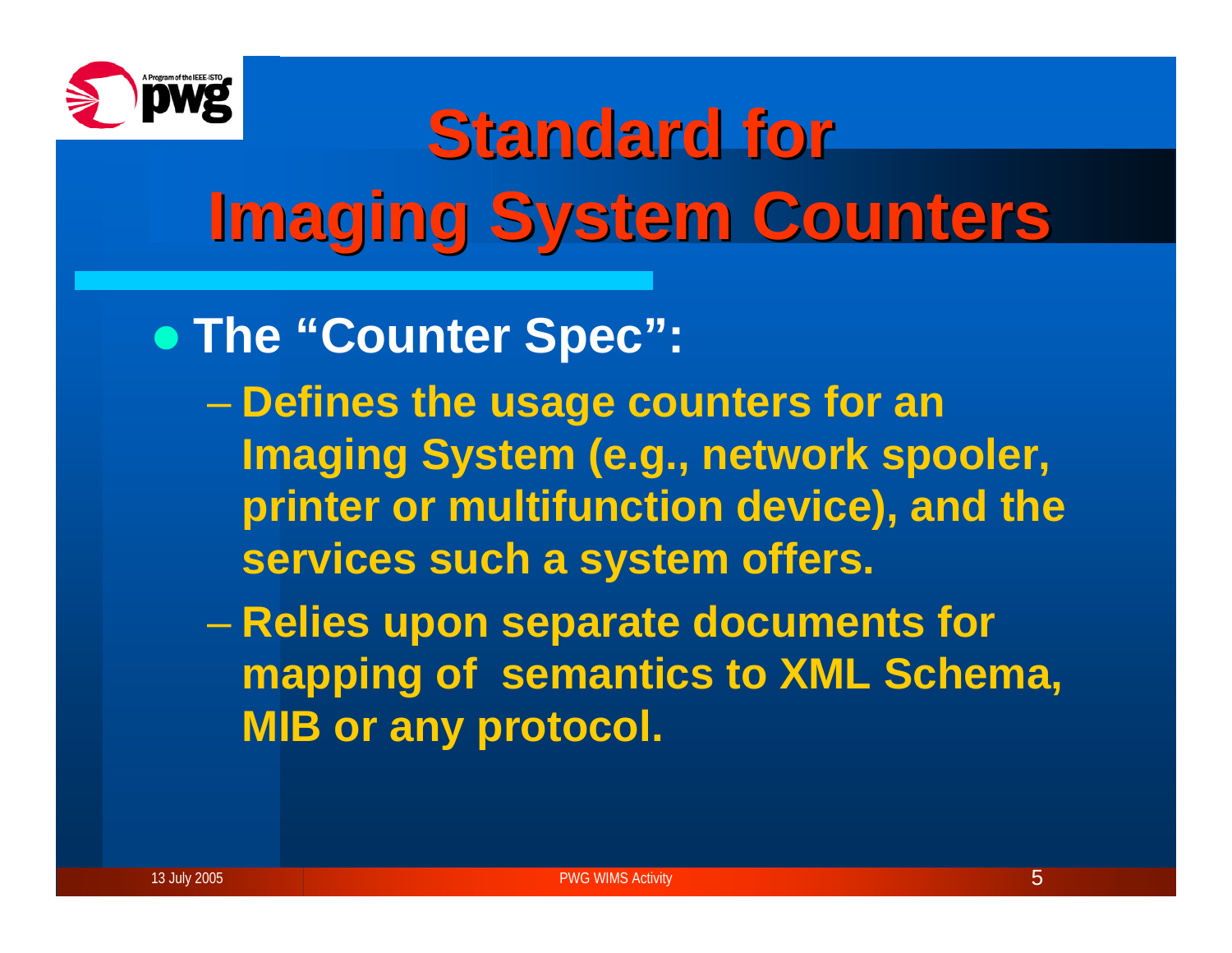# Standard for Imaging System Counters

- **The "Counter Spec":**
  - **Defines the usage counters for an Imaging System (e.g., network spooler, printer or multifunction device), and the services such a system offers.**
  - **Relies upon separate documents for mapping of semantics to XML Schema, MIB or any protocol.**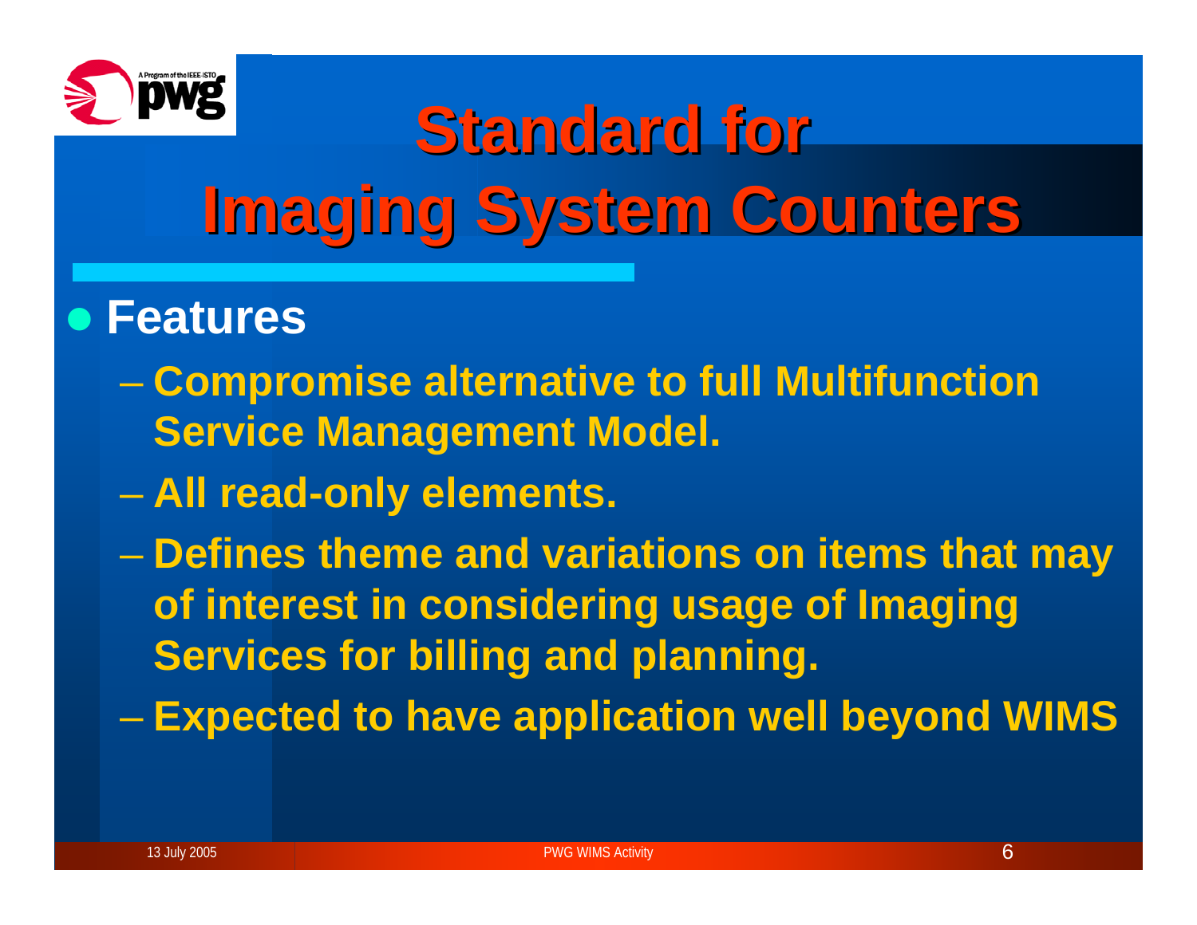# Standard for Imaging System Counters

- **Features**
  - Compromise alternative to full Multifunction Service Management Model.
  - All read-only elements.
  - Defines theme and variations on items that may of interest in considering usage of Imaging Services for billing and planning.
  - Expected to have application well beyond WIMS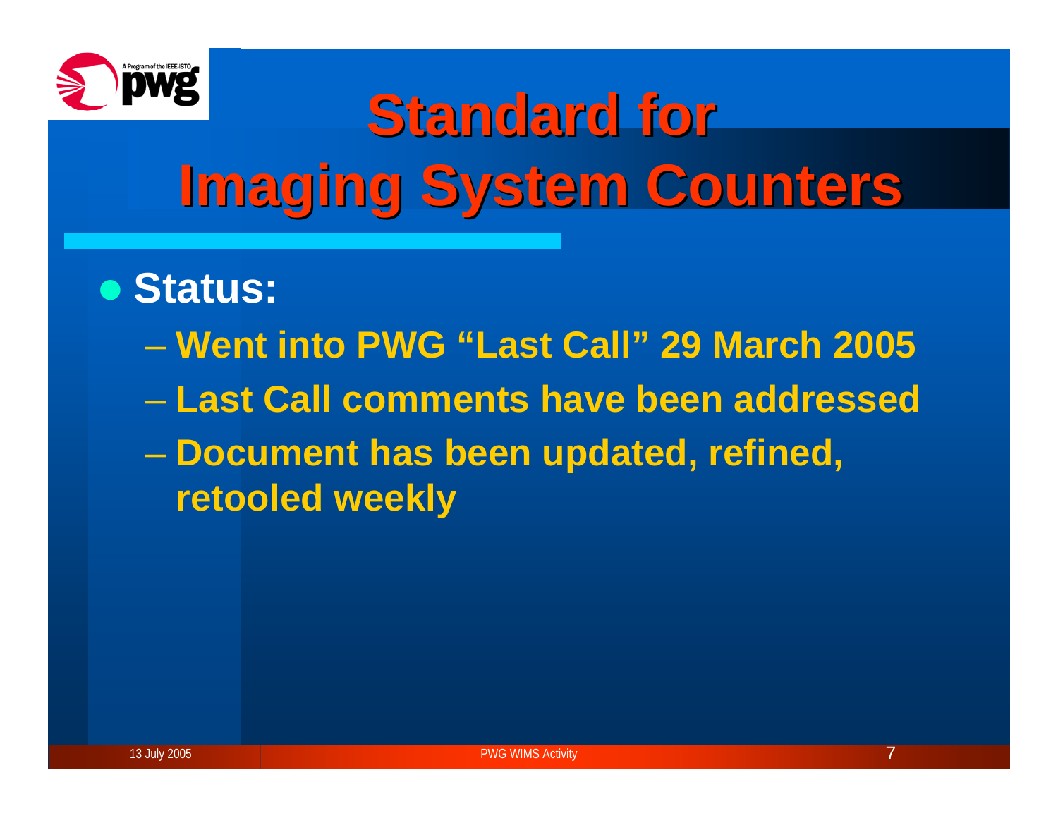# Standard for Imaging System Counters

- **Status:**
  - Went into PWG "Last Call" 29 March 2005
  - Last Call comments have been addressed
  - Document has been updated, refined, retooled weekly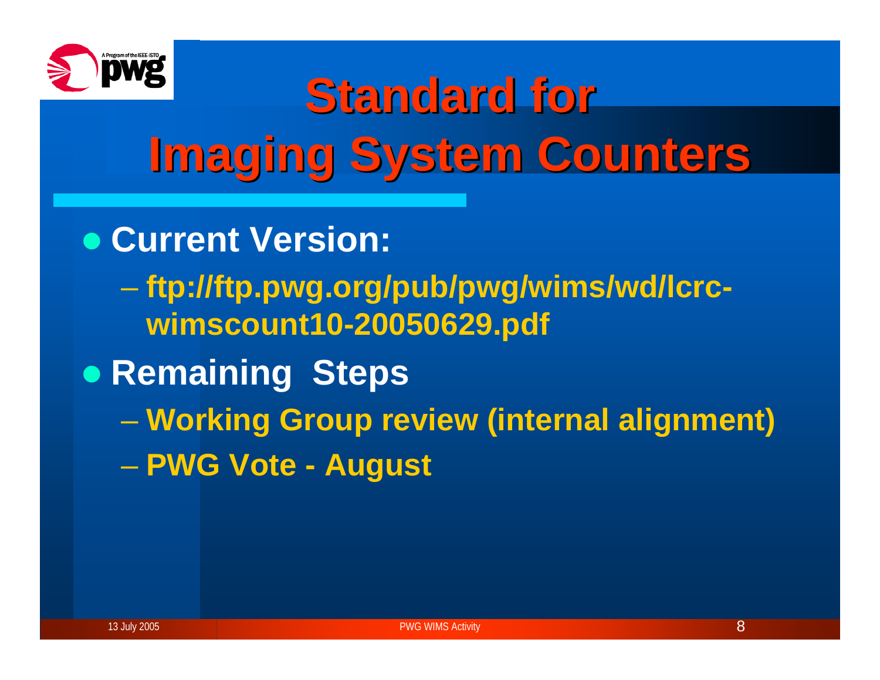# Standard for Imaging System Counters

- **Current Version:**
  - ftp://ftp.pwg.org/pub/pwg/wims/wd/lcrc-wimscount10-20050629.pdf
- **Remaining Steps**
  - Working Group review (internal alignment)
  - PWG Vote - August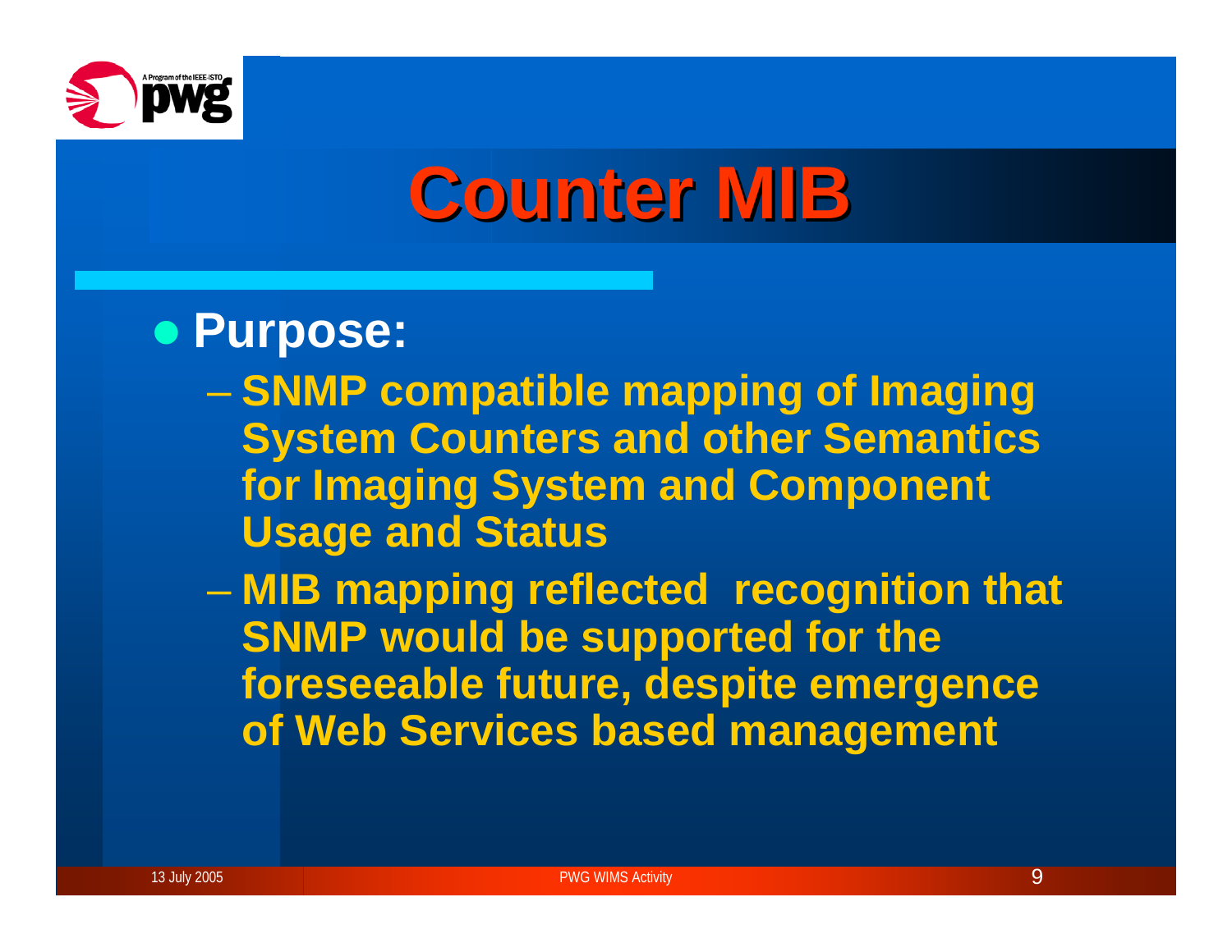# Counter MIB

- **Purpose:**
  - **SNMP compatible mapping of Imaging System Counters and other Semantics for Imaging System and Component Usage and Status**
  - **MIB mapping reflected recognition that SNMP would be supported for the foreseeable future, despite emergence of Web Services based management**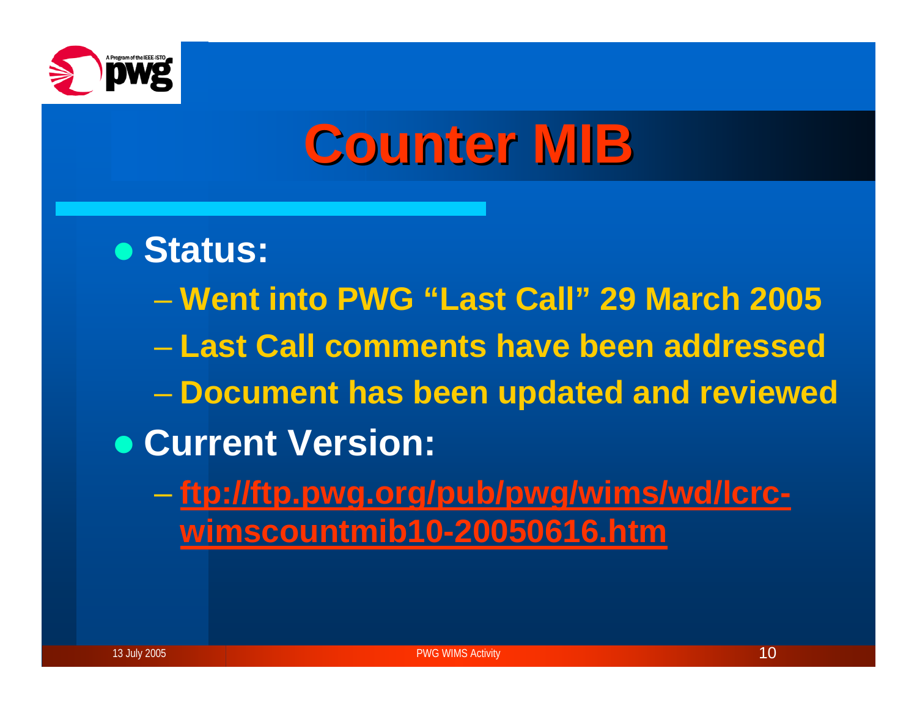# Counter MIB

- **Status:**
  - **Went into PWG "Last Call" 29 March 2005**
  - **Last Call comments have been addressed**
  - **Document has been updated and reviewed**
- **Current Version:**
  - **ftp://ftp.pwg.org/pub/pwg/wims/wd/lcrc-wimscountmib10-20050616.htm**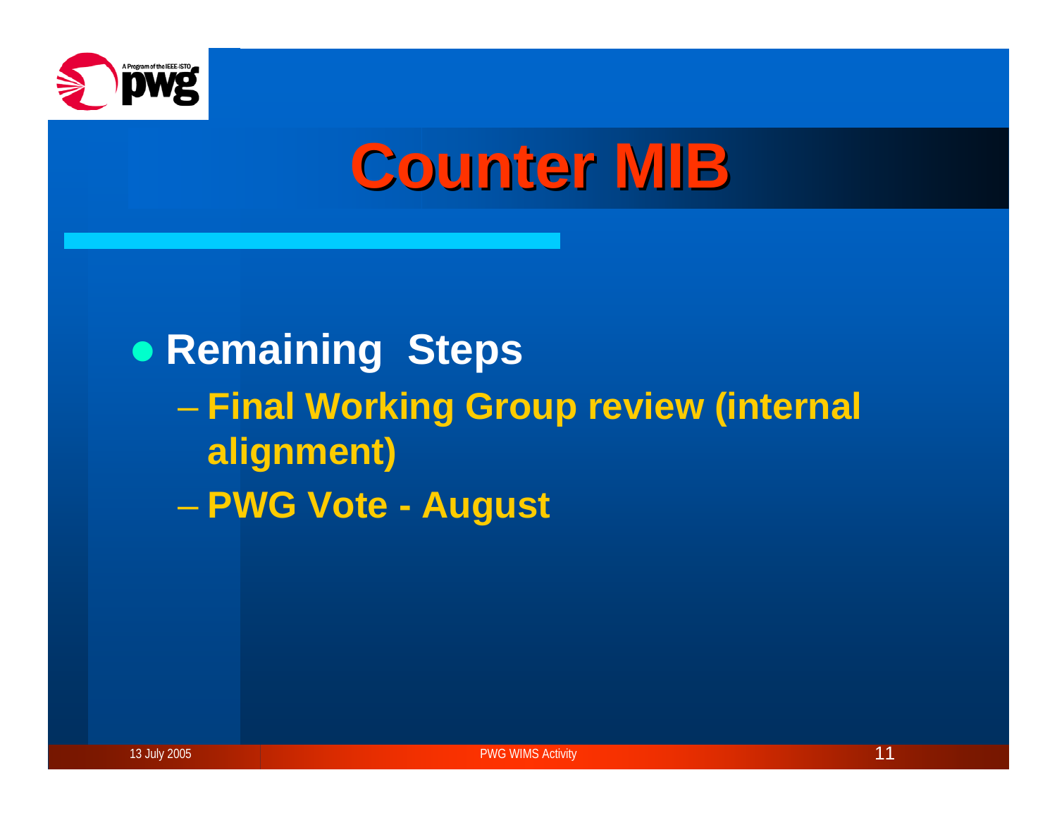# Counter MIB

- **Remaining Steps**
  - **Final Working Group review (internal alignment)**
  - **PWG Vote - August**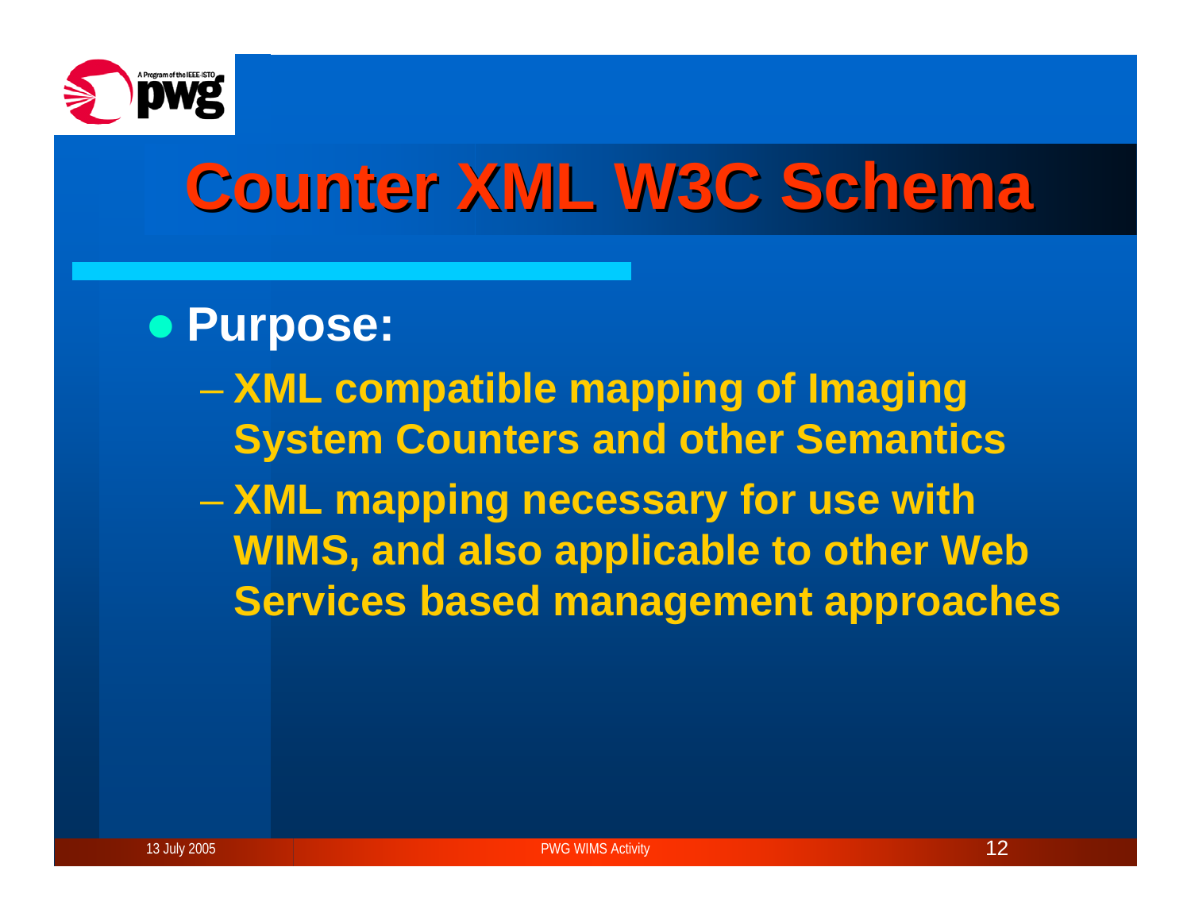# Counter XML W3C Schema

- **Purpose:**
  - **XML compatible mapping of Imaging System Counters and other Semantics**
  - **XML mapping necessary for use with WIMS, and also applicable to other Web Services based management approaches**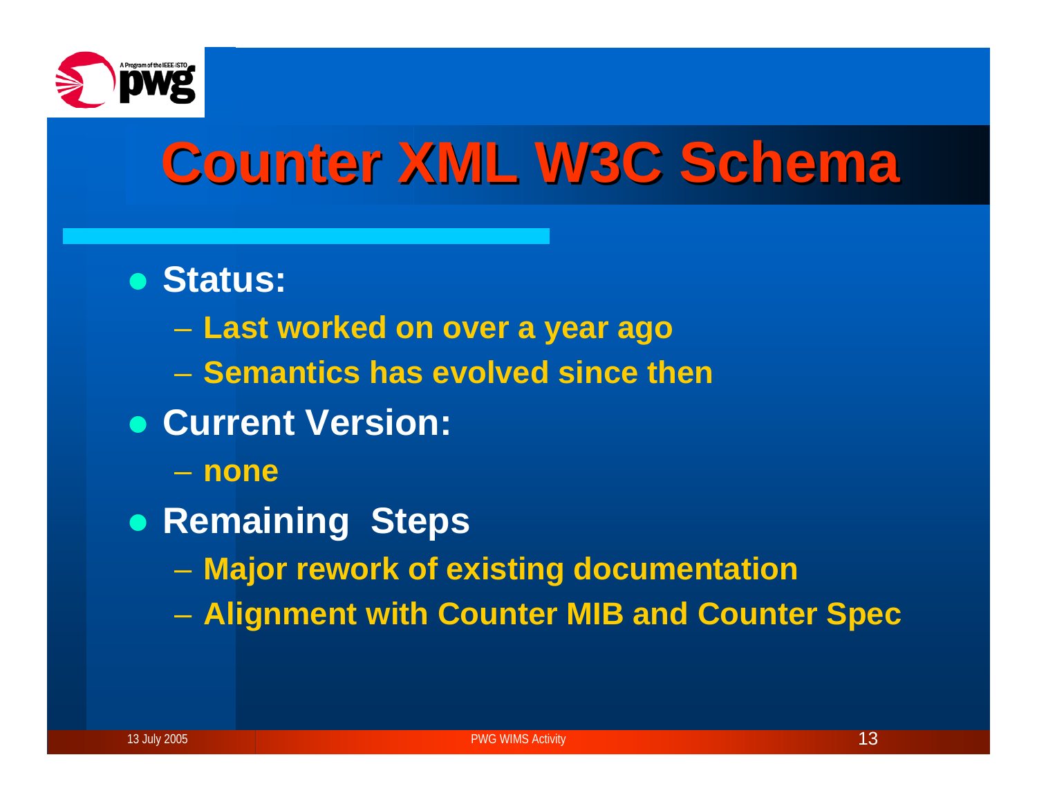# Counter XML W3C Schema

- **Status:**
  - Last worked on over a year ago
  - Semantics has evolved since then
- **Current Version:**
  - none
- **Remaining Steps**
  - Major rework of existing documentation
  - Alignment with Counter MIB and Counter Spec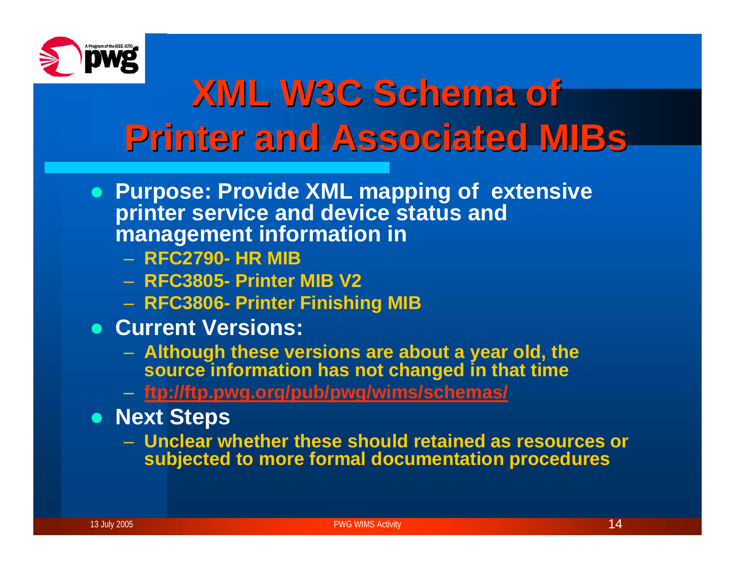# XML W3C Schema of Printer and Associated MIBs

- **Purpose: Provide XML mapping of extensive printer service and device status and management information in**
  - **RFC2790- HR MIB**
  - **RFC3805- Printer MIB V2**
  - **RFC3806- Printer Finishing MIB**
- **Current Versions:**
  - **Although these versions are about a year old, the source information has not changed in that time**
  - **ftp://ftp.pwg.org/pub/pwg/wims/schemas/**
- **Next Steps**
  - **Unclear whether these should retained as resources or subjected to more formal documentation procedures**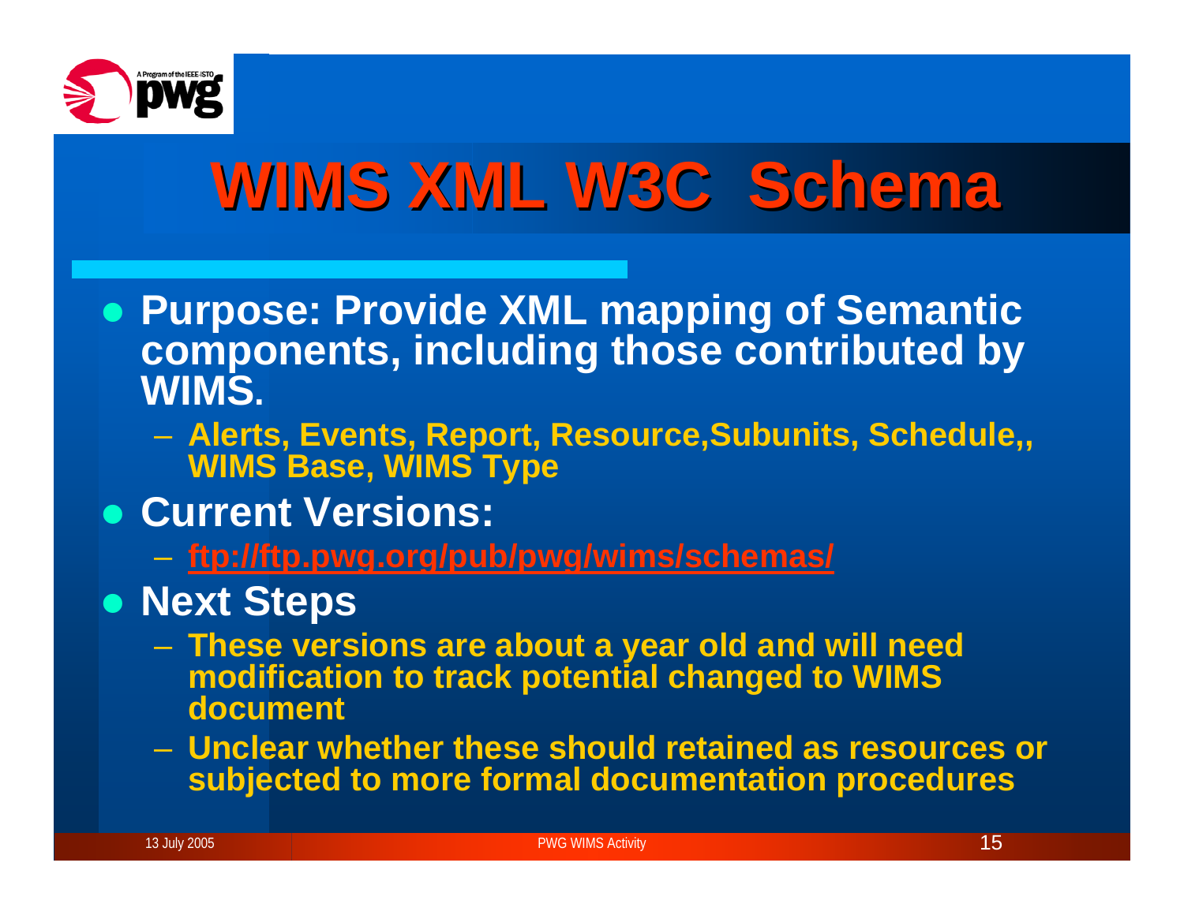# WIMS XML W3C Schema

- **Purpose: Provide XML mapping of Semantic components, including those contributed by WIMS.**
  - **Alerts, Events, Report, Resource,Subunits, Schedule,, WIMS Base, WIMS Type**
- **Current Versions:**
  - **ftp://ftp.pwg.org/pub/pwg/wims/schemas/**
- **Next Steps**
  - **These versions are about a year old and will need modification to track potential changed to WIMS document**
  - **Unclear whether these should retained as resources or subjected to more formal documentation procedures**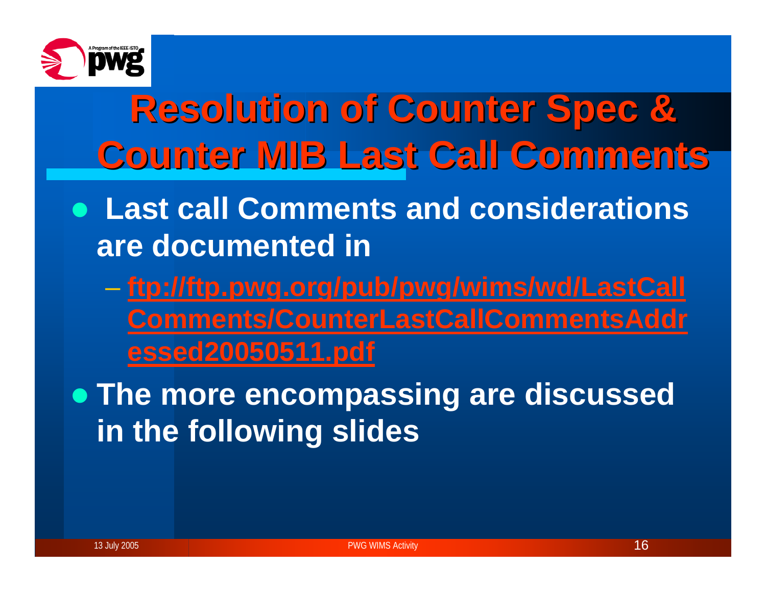# Resolution of Counter Spec & Counter MIB Last Call Comments

- Last call Comments and considerations are documented in
  - ftp://ftp.pwg.org/pub/pwg/wims/wd/LastCallComments/CounterLastCallCommentsAddressed20050511.pdf
- The more encompassing are discussed in the following slides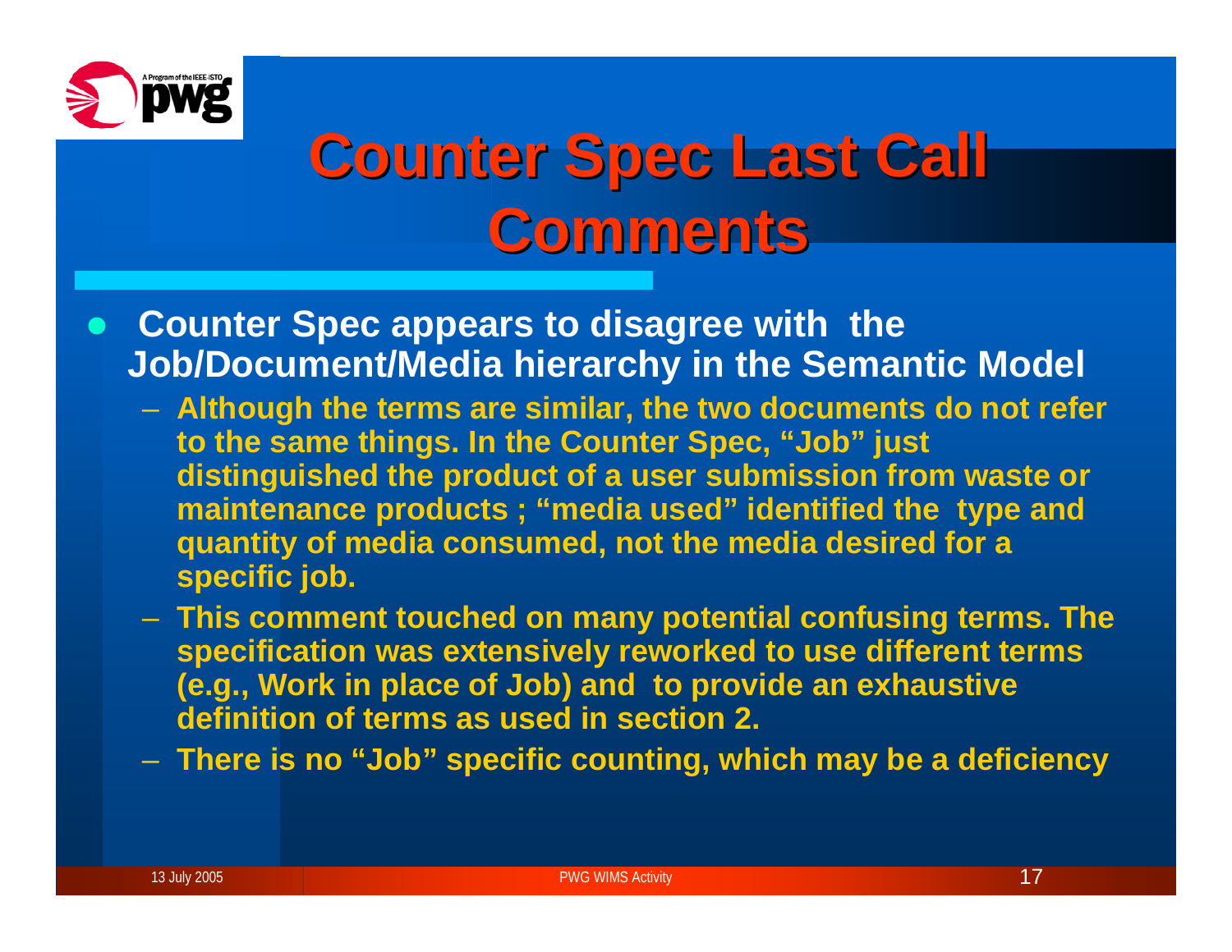# Counter Spec Last Call Comments

- **Counter Spec appears to disagree with the Job/Document/Media hierarchy in the Semantic Model**
  - **Although the terms are similar, the two documents do not refer to the same things. In the Counter Spec, "Job" just distinguished the product of a user submission from waste or maintenance products ; "media used" identified the type and quantity of media consumed, not the media desired for a specific job.**
  - **This comment touched on many potential confusing terms. The specification was extensively reworked to use different terms (e.g., Work in place of Job) and to provide an exhaustive definition of terms as used in section 2.**
  - **There is no "Job" specific counting, which may be a deficiency**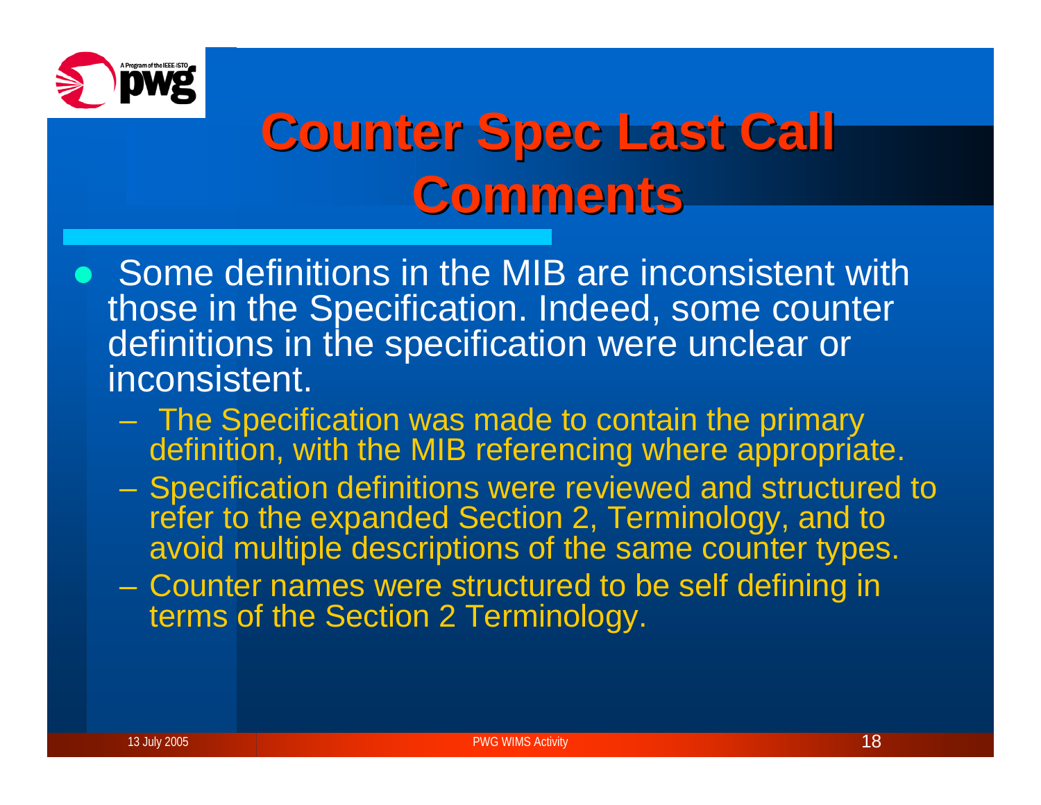# Counter Spec Last Call Comments

- Some definitions in the MIB are inconsistent with those in the Specification. Indeed, some counter definitions in the specification were unclear or inconsistent.
  - The Specification was made to contain the primary definition, with the MIB referencing where appropriate.
  - Specification definitions were reviewed and structured to refer to the expanded Section 2, Terminology, and to avoid multiple descriptions of the same counter types.
  - Counter names were structured to be self defining in terms of the Section 2 Terminology.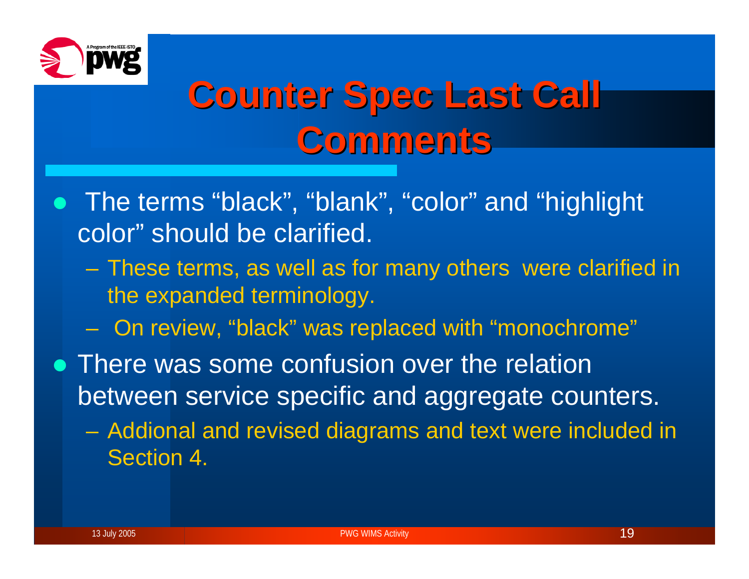# Counter Spec Last Call Comments

- The terms “black”, “blank”, “color” and “highlight color” should be clarified.
  - These terms, as well as for many others were clarified in the expanded terminology.
  - On review, “black” was replaced with “monochrome”
- There was some confusion over the relation between service specific and aggregate counters.
  - Addional and revised diagrams and text were included in Section 4.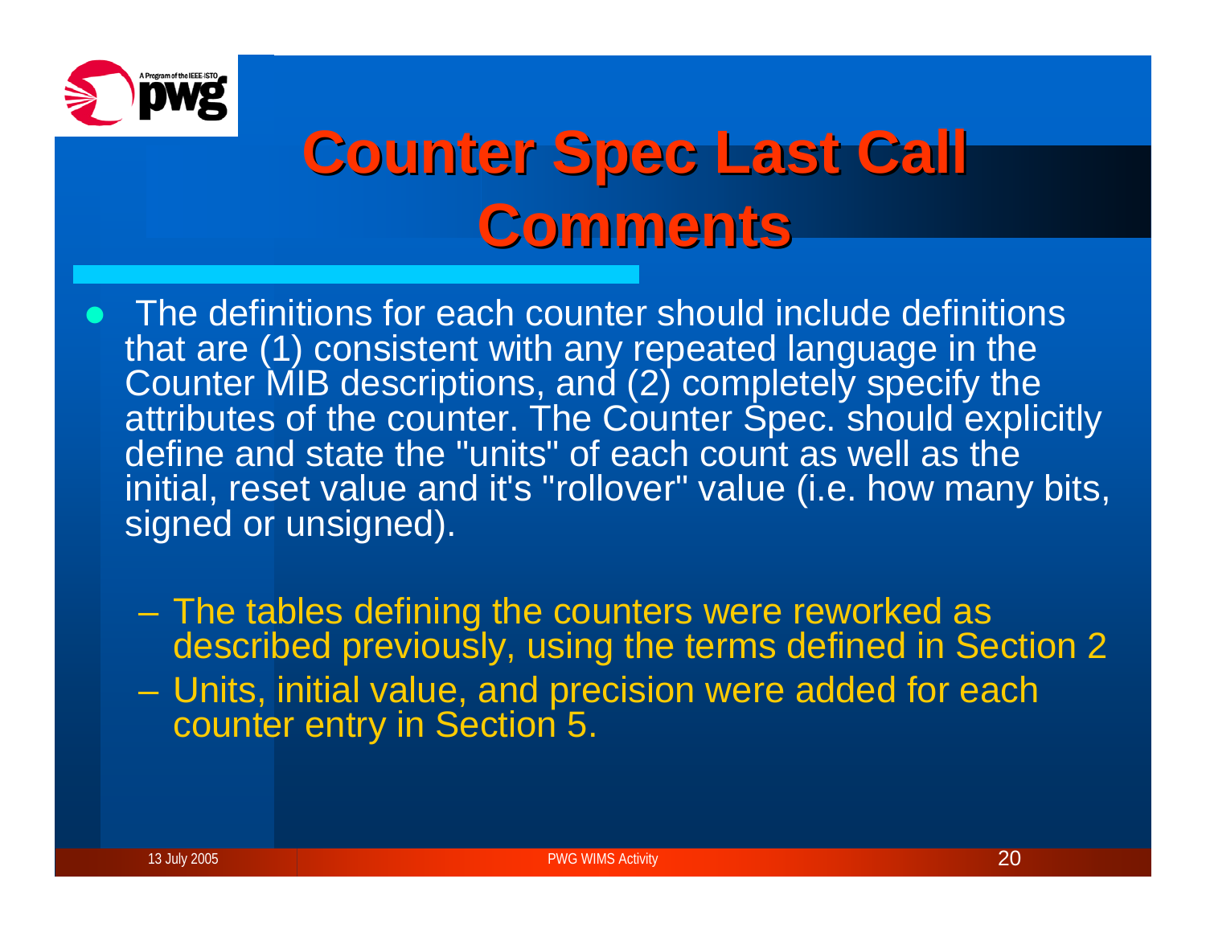# Counter Spec Last Call Comments

- The definitions for each counter should include definitions that are (1) consistent with any repeated language in the Counter MIB descriptions, and (2) completely specify the attributes of the counter. The Counter Spec. should explicitly define and state the "units" of each count as well as the initial, reset value and it's "rollover" value (i.e. how many bits, signed or unsigned).
  - The tables defining the counters were reworked as described previously, using the terms defined in Section 2
  - Units, initial value, and precision were added for each counter entry in Section 5.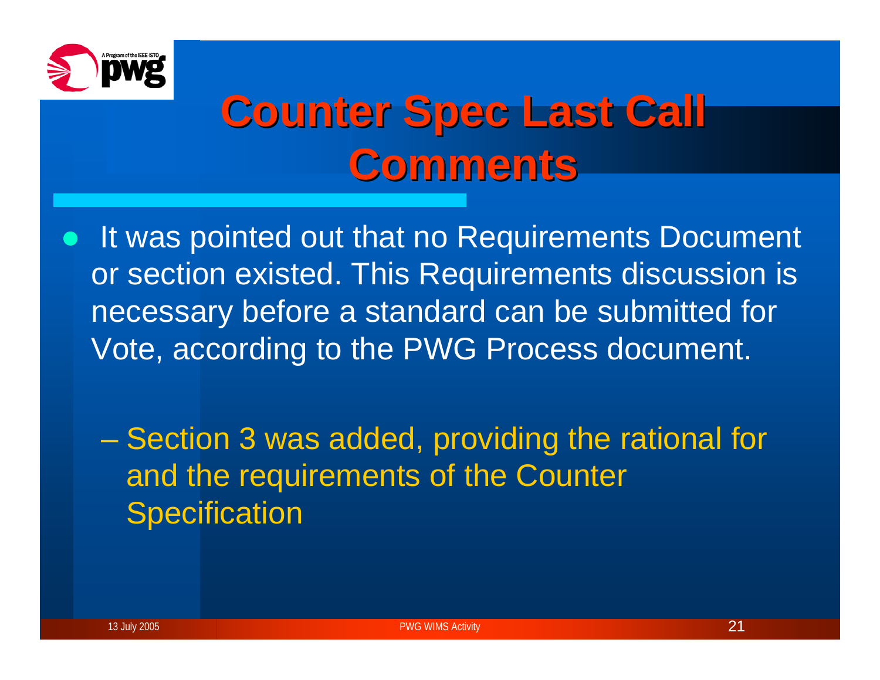# Counter Spec Last Call Comments

- It was pointed out that no Requirements Document or section existed. This Requirements discussion is necessary before a standard can be submitted for Vote, according to the PWG Process document.
  - Section 3 was added, providing the rational for and the requirements of the Counter Specification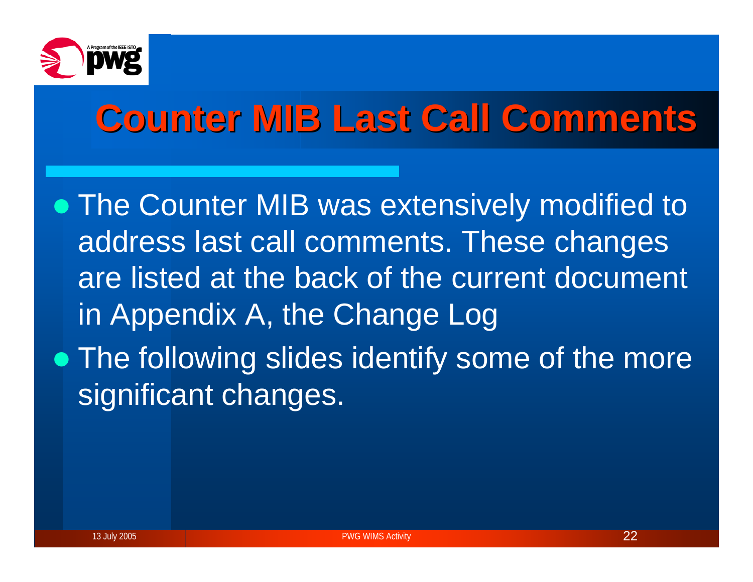# Counter MIB Last Call Comments

- The Counter MIB was extensively modified to address last call comments. These changes are listed at the back of the current document in Appendix A, the Change Log
- The following slides identify some of the more significant changes.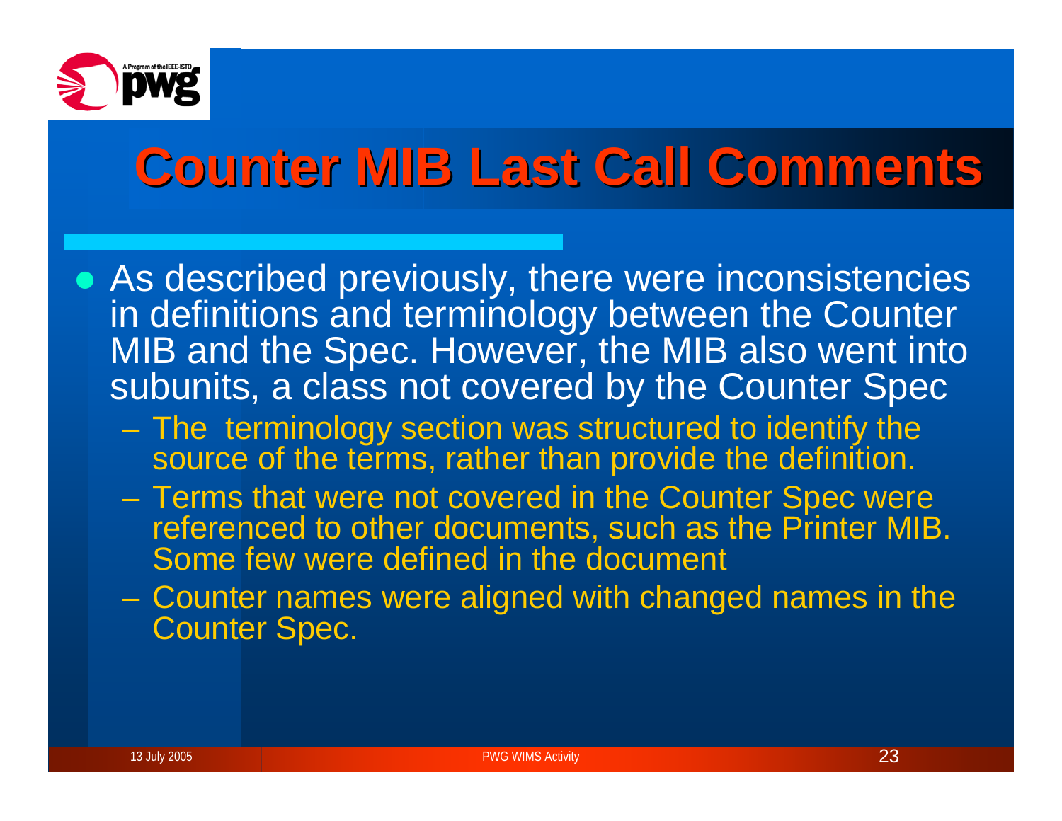# Counter MIB Last Call Comments

- As described previously, there were inconsistencies in definitions and terminology between the Counter MIB and the Spec. However, the MIB also went into subunits, a class not covered by the Counter Spec
  - The terminology section was structured to identify the source of the terms, rather than provide the definition.
  - Terms that were not covered in the Counter Spec were referenced to other documents, such as the Printer MIB. Some few were defined in the document
  - Counter names were aligned with changed names in the Counter Spec.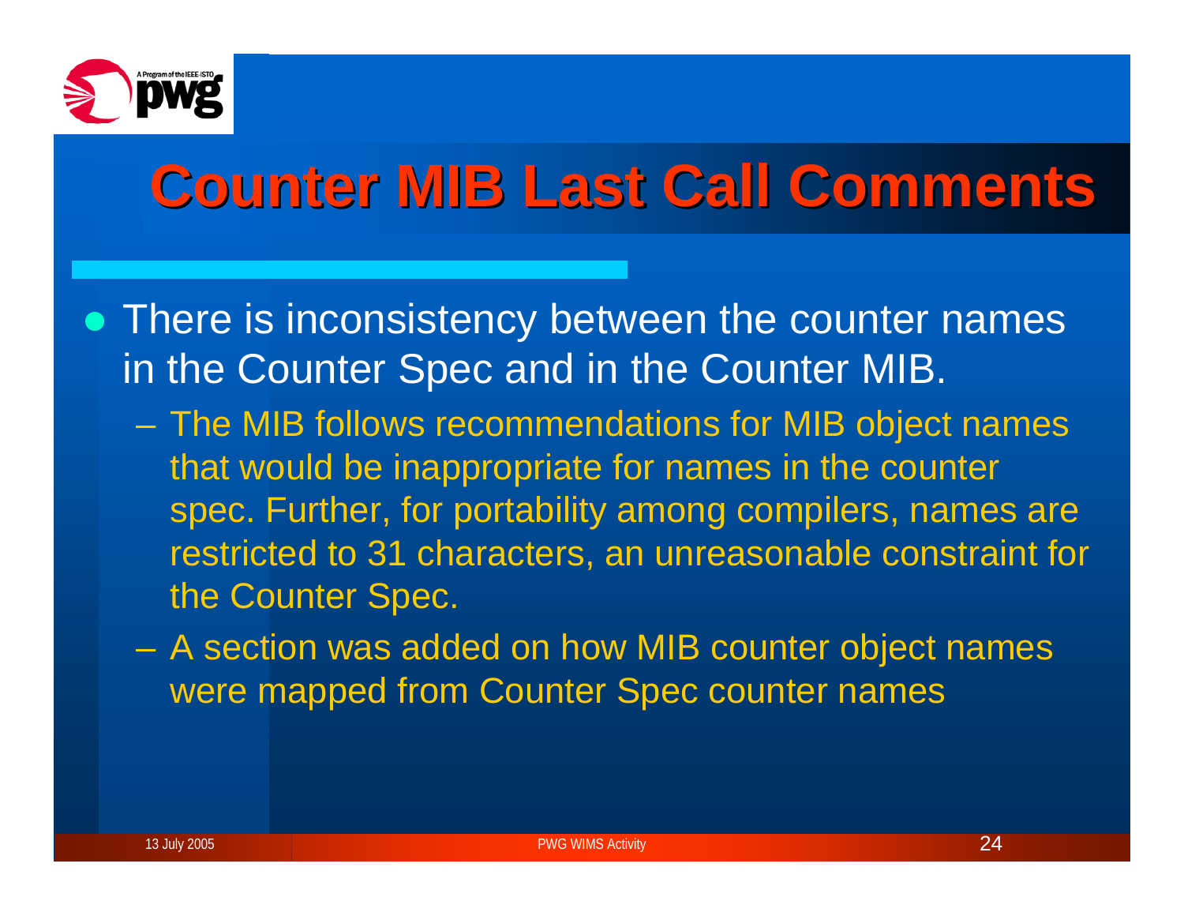# Counter MIB Last Call Comments

- There is inconsistency between the counter names in the Counter Spec and in the Counter MIB.
  - The MIB follows recommendations for MIB object names that would be inappropriate for names in the counter spec. Further, for portability among compilers, names are restricted to 31 characters, an unreasonable constraint for the Counter Spec.
  - A section was added on how MIB counter object names were mapped from Counter Spec counter names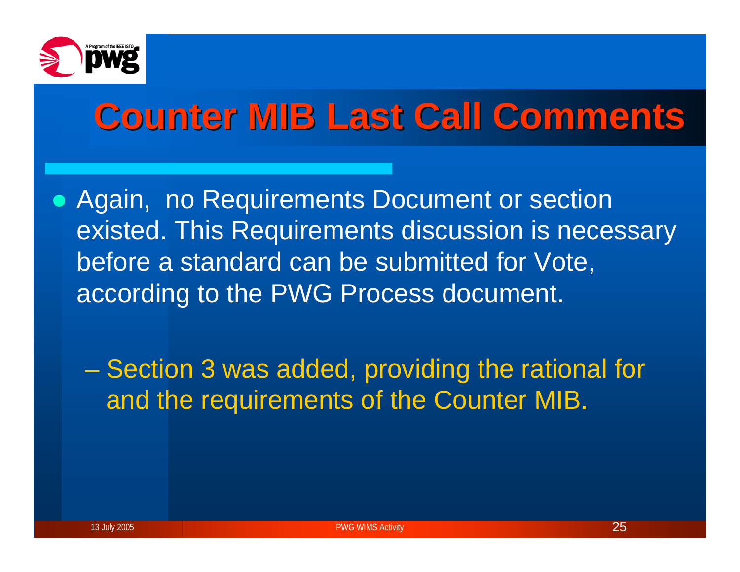# Counter MIB Last Call Comments

- Again, no Requirements Document or section existed. This Requirements discussion is necessary before a standard can be submitted for Vote, according to the PWG Process document.
  - Section 3 was added, providing the rational for and the requirements of the Counter MIB.